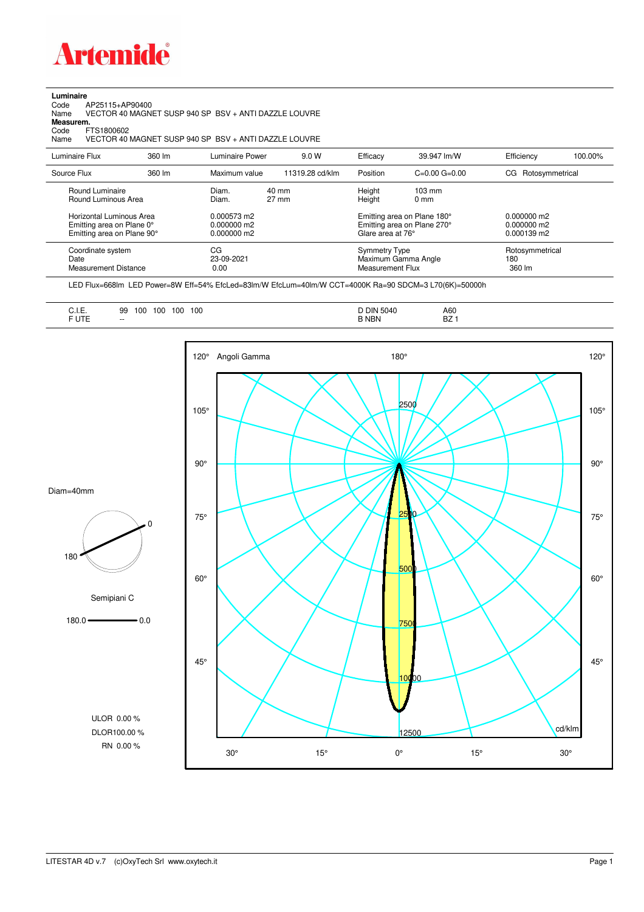# Artemide

**Luminaire**

Code AP25115+AP90400
Name VECTOR 40 MAGNET SUSP 940 SP BSV + ANTI DAZZLE LOUVRE

**Measurem.**

Code FTS1800602
Name VECTOR 40 MAGNET SUSP 940 SP BSV + ANTI DAZZLE LOUVRE

| Luminaire Flux | 360 lm | Luminaire Power | 9.0 W | Efficacy | 39.947 lm/W | Efficiency | 100.00% |
|---|---|---|---|---|---|---|---|
| Source Flux | 360 lm | Maximum value | 11319.28 cd/klm | Position | C=0.00 G=0.00 | CG Rotosymmetrical | |

| | | | | |
|---|---|---|---|---|
| Round Luminaire | Diam. 40 mm | Height 103 mm | | |
| Round Luminous Area | Diam. 27 mm | Height 0 mm | | |
| Horizontal Luminous Area | 0.000573 m2 | Emitting area on Plane 180° | 0.000000 m2 | |
| Emitting area on Plane 0° | 0.000000 m2 | Emitting area on Plane 270° | 0.000000 m2 | |
| Emitting area on Plane 90° | 0.000000 m2 | Glare area at 76° | 0.000139 m2 | |

| | | | |
|---|---|---|---|
| Coordinate system | CG | Symmetry Type | Rotosymmetrical |
| Date | 23-09-2021 | Maximum Gamma Angle | 180 |
| Measurement Distance | 0.00 | Measurement Flux | 360 lm |

LED Flux=668lm LED Power=8W Eff=54% EfcLed=83lm/W EfcLum=40lm/W CCT=4000K Ra=90 SDCM=3 L70(6K)=50000h

| | | | |
|---|---|---|---|
| C.I.E. | 99 100 100 100 100 | D DIN 5040 | A60 |
| F UTE | -- | B NBN | BZ 1 |

Diam=40mm

Semipiani C

180.0 — 0.0

ULOR 0.00 %
DLOR100.00 %
RN 0.00 %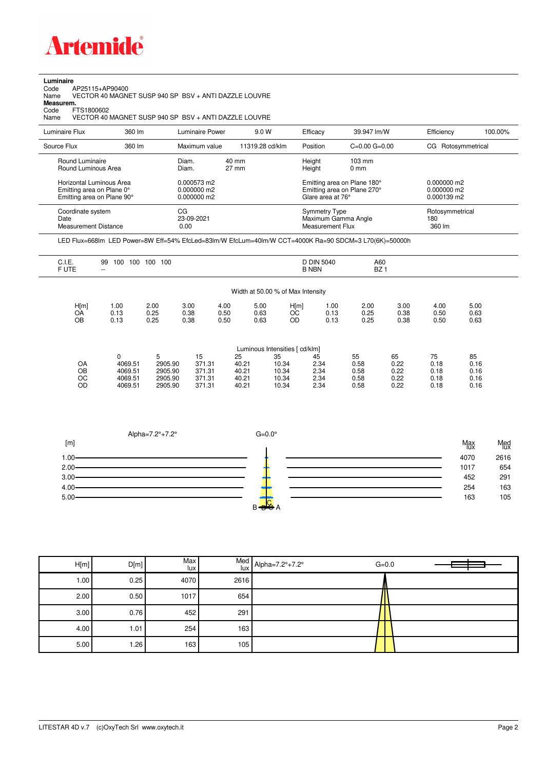**Luminaire**

Code AP25115+AP90400
Name VECTOR 40 MAGNET SUSP 940 SP BSV + ANTI DAZZLE LOUVRE

**Measurem.**

Code FTS1800602
Name VECTOR 40 MAGNET SUSP 940 SP BSV + ANTI DAZZLE LOUVRE

| | | | | | | | |
|---|---|---|---|---|---|---|---|
| Luminaire Flux | 360 lm | Luminaire Power | 9.0 W | Efficacy | 39.947 lm/W | Efficiency | 100.00% |
| Source Flux | 360 lm | Maximum value | 11319.28 cd/klm | Position | C=0.00 G=0.00 | CG | Rotosymmetrical |

| | | | | | |
|---|---|---|---|---|---|
| Round Luminaire | Diam. | 40 mm | Height | 103 mm | |
| Round Luminous Area | Diam. | 27 mm | Height | 0 mm | |
| Horizontal Luminous Area | 0.000573 m2 | | Emitting area on Plane 180° | | 0.000000 m2 |
| Emitting area on Plane 0° | 0.000000 m2 | | Emitting area on Plane 270° | | 0.000000 m2 |
| Emitting area on Plane 90° | 0.000000 m2 | | Glare area at 76° | | 0.000139 m2 |

| | | | |
|---|---|---|---|
| Coordinate system | CG | Symmetry Type | Rotosymmetrical |
| Date | 23-09-2021 | Maximum Gamma Angle | 180 |
| Measurement Distance | 0.00 | Measurement Flux | 360 lm |

LED Flux=668lm LED Power=8W Eff=54% EfcLed=83lm/W EfcLum=40lm/W CCT=4000K Ra=90 SDCM=3 L70(6K)=50000h

| | | | |
|---|---|---|---|
| C.I.E. | 99 100 100 100 100 | D DIN 5040 | A60 |
| F UTE | -- | B NBN | BZ 1 |

Width at 50.00 % of Max Intensity

| H[m] | 1.00 | 2.00 | 3.00 | 4.00 | 5.00 | H[m] | 1.00 | 2.00 | 3.00 | 4.00 | 5.00 |
|---|---|---|---|---|---|---|---|---|---|---|---|
| OA | 0.13 | 0.25 | 0.38 | 0.50 | 0.63 | OC | 0.13 | 0.25 | 0.38 | 0.50 | 0.63 |
| OB | 0.13 | 0.25 | 0.38 | 0.50 | 0.63 | OD | 0.13 | 0.25 | 0.38 | 0.50 | 0.63 |

Luminous Intensities [ cd/klm]

| | 0 | 5 | 15 | 25 | 35 | 45 | 55 | 65 | 75 | 85 |
|---|---|---|---|---|---|---|---|---|---|---|
| OA | 4069.51 | 2905.90 | 371.31 | 40.21 | 10.34 | 2.34 | 0.58 | 0.22 | 0.18 | 0.16 |
| OB | 4069.51 | 2905.90 | 371.31 | 40.21 | 10.34 | 2.34 | 0.58 | 0.22 | 0.18 | 0.16 |
| OC | 4069.51 | 2905.90 | 371.31 | 40.21 | 10.34 | 2.34 | 0.58 | 0.22 | 0.18 | 0.16 |
| OD | 4069.51 | 2905.90 | 371.31 | 40.21 | 10.34 | 2.34 | 0.58 | 0.22 | 0.18 | 0.16 |

Alpha=7.2°+7.2°

G=0.0°

[m]

1.00
2.00
3.00
4.00
5.00

B D C A

Max lux
4070
1017
452
254
163

Med lux
2616
654
291
163
105

| H[m] | D[m] | Max lux | Med lux | Alpha=7.2°+7.2° G=0.0 |
|---|---|---|---|---|
| 1.00 | 0.25 | 4070 | 2616 | |
| 2.00 | 0.50 | 1017 | 654 | |
| 3.00 | 0.76 | 452 | 291 | |
| 4.00 | 1.01 | 254 | 163 | |
| 5.00 | 1.26 | 163 | 105 | |

LITESTAR 4D v.7 (c)OxyTech Srl www.oxytech.it